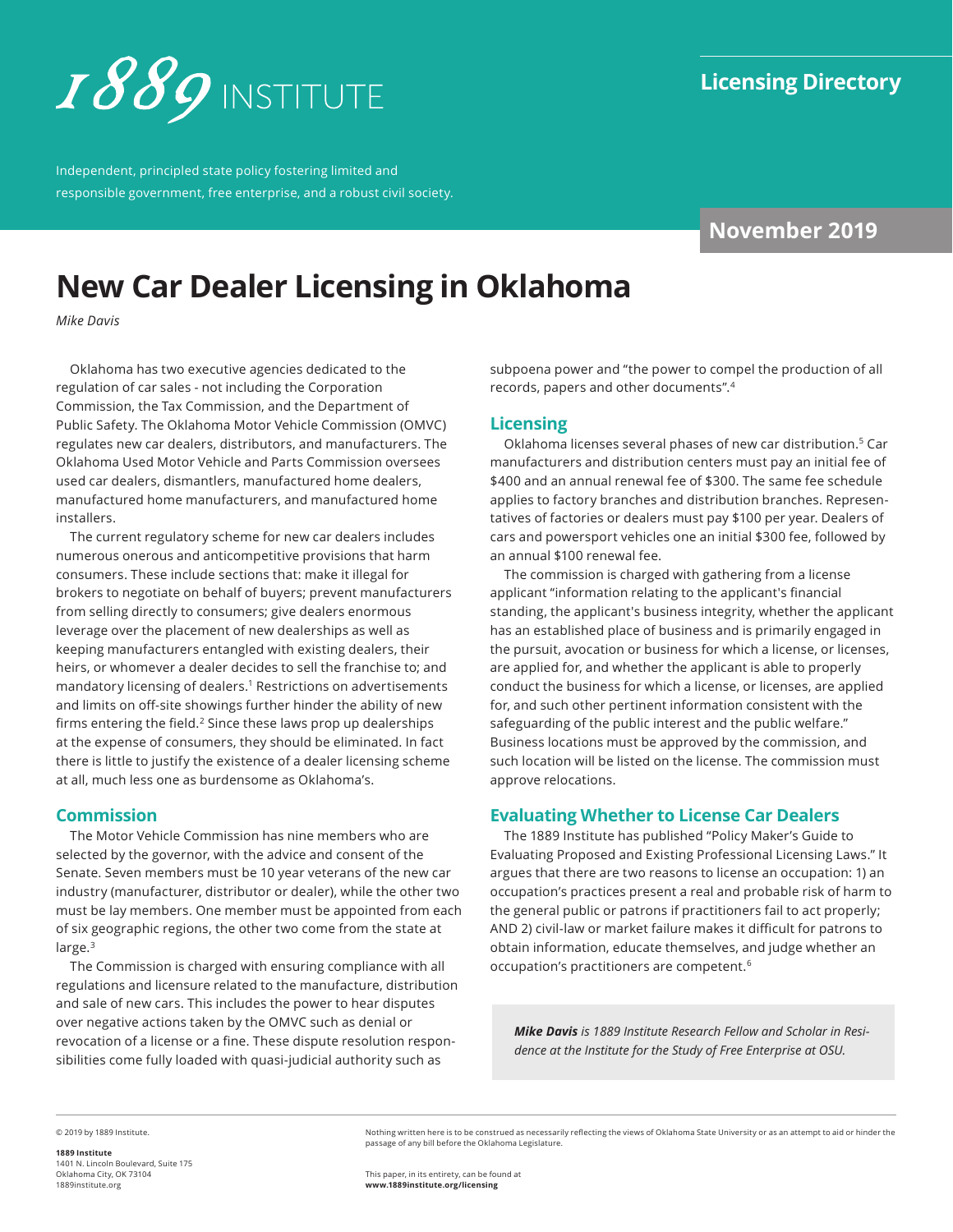1889 INSTITUTE

Independent, principled state policy fostering limited and responsible government, free enterprise, and a robust civil society.

**Licensing Directory**

**November 2019**

# New Car Dealer Licensing in Oklahoma

*Mike Davis*

Oklahoma has two executive agencies dedicated to the regulation of car sales - not including the Corporation Commission, the Tax Commission, and the Department of Public Safety. The Oklahoma Motor Vehicle Commission (OMVC) regulates new car dealers, distributors, and manufacturers. The Oklahoma Used Motor Vehicle and Parts Commission oversees used car dealers, dismantlers, manufactured home dealers, manufactured home manufacturers, and manufactured home installers.

The current regulatory scheme for new car dealers includes numerous onerous and anticompetitive provisions that harm consumers. These include sections that: make it illegal for brokers to negotiate on behalf of buyers; prevent manufacturers from selling directly to consumers; give dealers enormous leverage over the placement of new dealerships as well as keeping manufacturers entangled with existing dealers, their heirs, or whomever a dealer decides to sell the franchise to; and mandatory licensing of dealers.[1] Restrictions on advertisements and limits on off-site showings further hinder the ability of new firms entering the field.[2] Since these laws prop up dealerships at the expense of consumers, they should be eliminated. In fact there is little to justify the existence of a dealer licensing scheme at all, much less one as burdensome as Oklahoma's.

## Commission

The Motor Vehicle Commission has nine members who are selected by the governor, with the advice and consent of the Senate. Seven members must be 10 year veterans of the new car industry (manufacturer, distributor or dealer), while the other two must be lay members. One member must be appointed from each of six geographic regions, the other two come from the state at large.[3]

The Commission is charged with ensuring compliance with all regulations and licensure related to the manufacture, distribution and sale of new cars. This includes the power to hear disputes over negative actions taken by the OMVC such as denial or revocation of a license or a fine. These dispute resolution responsibilities come fully loaded with quasi-judicial authority such as subpoena power and "the power to compel the production of all records, papers and other documents".[4]

## Licensing

Oklahoma licenses several phases of new car distribution.[5] Car manufacturers and distribution centers must pay an initial fee of $400 and an annual renewal fee of $300. The same fee schedule applies to factory branches and distribution branches. Representatives of factories or dealers must pay $100 per year. Dealers of cars and powersport vehicles one an initial $300 fee, followed by an annual $100 renewal fee.

The commission is charged with gathering from a license applicant "information relating to the applicant's financial standing, the applicant's business integrity, whether the applicant has an established place of business and is primarily engaged in the pursuit, avocation or business for which a license, or licenses, are applied for, and whether the applicant is able to properly conduct the business for which a license, or licenses, are applied for, and such other pertinent information consistent with the safeguarding of the public interest and the public welfare." Business locations must be approved by the commission, and such location will be listed on the license. The commission must approve relocations.

## Evaluating Whether to License Car Dealers

The 1889 Institute has published "Policy Maker's Guide to Evaluating Proposed and Existing Professional Licensing Laws." It argues that there are two reasons to license an occupation: 1) an occupation's practices present a real and probable risk of harm to the general public or patrons if practitioners fail to act properly; AND 2) civil-law or market failure makes it difficult for patrons to obtain information, educate themselves, and judge whether an occupation's practitioners are competent.[6]

***Mike Davis*** *is 1889 Institute Research Fellow and Scholar in Residence at the Institute for the Study of Free Enterprise at OSU.*

© 2019 by 1889 Institute.

**1889 Institute**
1401 N. Lincoln Boulevard, Suite 175
Oklahoma City, OK 73104
1889institute.org

Nothing written here is to be construed as necessarily reflecting the views of Oklahoma State University or as an attempt to aid or hinder the passage of any bill before the Oklahoma Legislature.

This paper, in its entirety, can be found at **www.1889institute.org/licensing**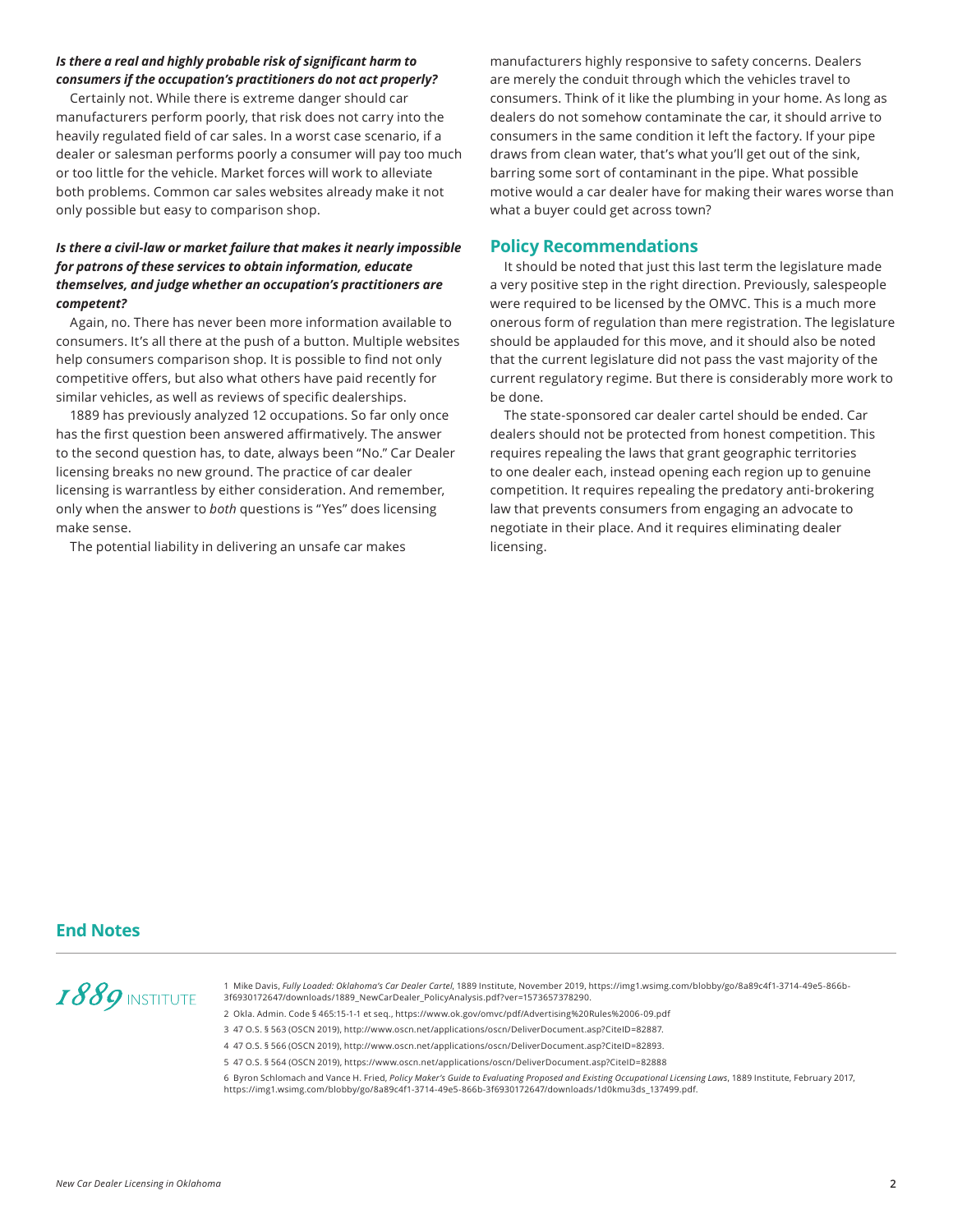***Is there a real and highly probable risk of significant harm to consumers if the occupation's practitioners do not act properly?***

Certainly not. While there is extreme danger should car manufacturers perform poorly, that risk does not carry into the heavily regulated field of car sales. In a worst case scenario, if a dealer or salesman performs poorly a consumer will pay too much or too little for the vehicle. Market forces will work to alleviate both problems. Common car sales websites already make it not only possible but easy to comparison shop.

***Is there a civil-law or market failure that makes it nearly impossible for patrons of these services to obtain information, educate themselves, and judge whether an occupation's practitioners are competent?***

Again, no. There has never been more information available to consumers. It's all there at the push of a button. Multiple websites help consumers comparison shop. It is possible to find not only competitive offers, but also what others have paid recently for similar vehicles, as well as reviews of specific dealerships.

1889 has previously analyzed 12 occupations. So far only once has the first question been answered affirmatively. The answer to the second question has, to date, always been "No." Car Dealer licensing breaks no new ground. The practice of car dealer licensing is warrantless by either consideration. And remember, only when the answer to *both* questions is "Yes" does licensing make sense.

The potential liability in delivering an unsafe car makes manufacturers highly responsive to safety concerns. Dealers are merely the conduit through which the vehicles travel to consumers. Think of it like the plumbing in your home. As long as dealers do not somehow contaminate the car, it should arrive to consumers in the same condition it left the factory. If your pipe draws from clean water, that's what you'll get out of the sink, barring some sort of contaminant in the pipe. What possible motive would a car dealer have for making their wares worse than what a buyer could get across town?

## Policy Recommendations

It should be noted that just this last term the legislature made a very positive step in the right direction. Previously, salespeople were required to be licensed by the OMVC. This is a much more onerous form of regulation than mere registration. The legislature should be applauded for this move, and it should also be noted that the current legislature did not pass the vast majority of the current regulatory regime. But there is considerably more work to be done.

The state-sponsored car dealer cartel should be ended. Car dealers should not be protected from honest competition. This requires repealing the laws that grant geographic territories to one dealer each, instead opening each region up to genuine competition. It requires repealing the predatory anti-brokering law that prevents consumers from engaging an advocate to negotiate in their place. And it requires eliminating dealer licensing.

## End Notes

1 Mike Davis, *Fully Loaded: Oklahoma's Car Dealer Cartel*, 1889 Institute, November 2019, https://img1.wsimg.com/blobby/go/8a89c4f1-3714-49e5-866b-3f6930172647/downloads/1889_NewCarDealer_PolicyAnalysis.pdf?ver=1573657378290.

2 Okla. Admin. Code § 465:15-1-1 et seq., https://www.ok.gov/omvc/pdf/Advertising%20Rules%2006-09.pdf

3 47 O.S. § 563 (OSCN 2019), http://www.oscn.net/applications/oscn/DeliverDocument.asp?CiteID=82887.

4 47 O.S. § 566 (OSCN 2019), http://www.oscn.net/applications/oscn/DeliverDocument.asp?CiteID=82893.

5 47 O.S. § 564 (OSCN 2019), https://www.oscn.net/applications/oscn/DeliverDocument.asp?CiteID=82888

6 Byron Schlomach and Vance H. Fried, *Policy Maker's Guide to Evaluating Proposed and Existing Occupational Licensing Laws*, 1889 Institute, February 2017, https://img1.wsimg.com/blobby/go/8a89c4f1-3714-49e5-866b-3f6930172647/downloads/1d0kmu3ds_137499.pdf.